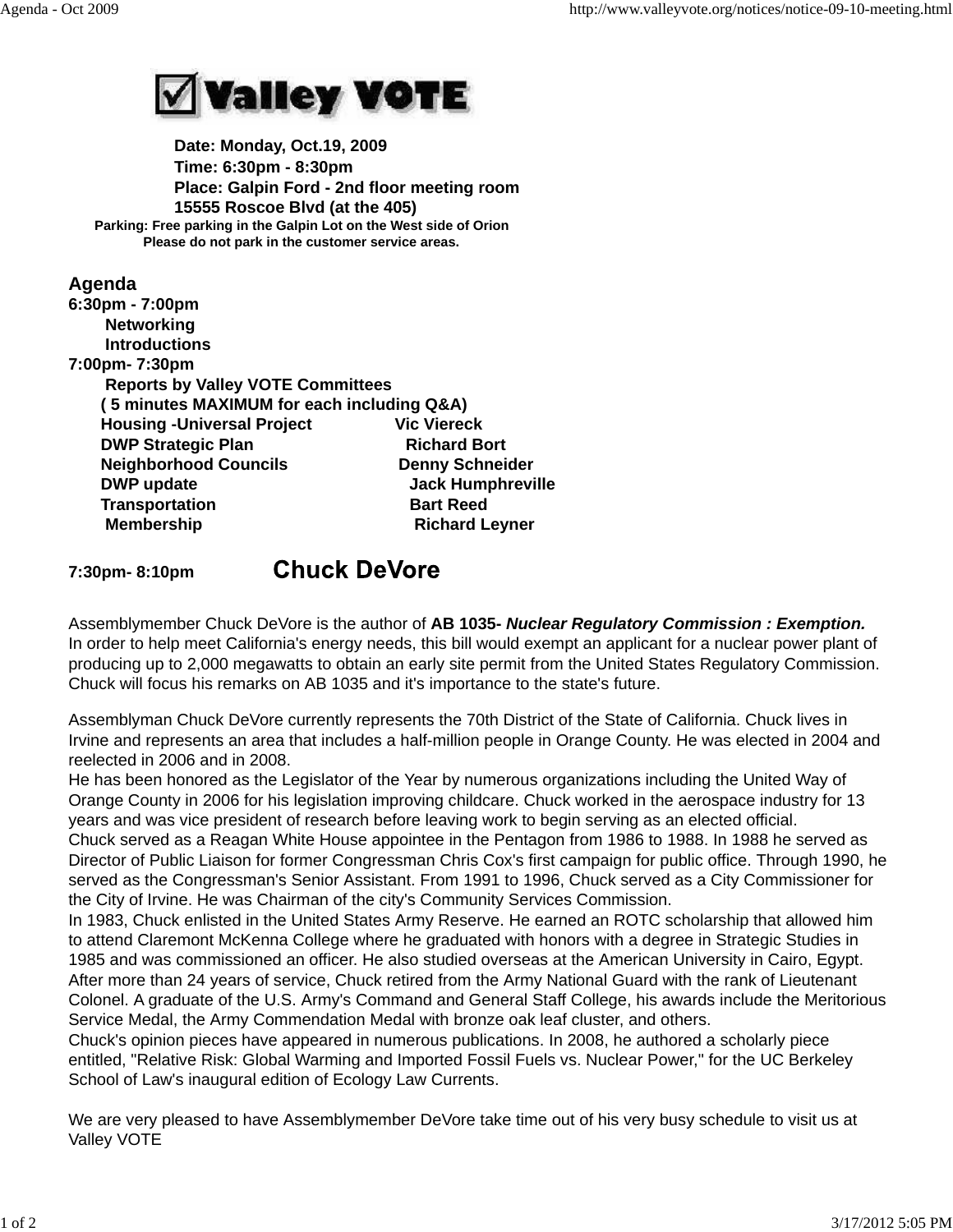# Valley VOTE

**Date: Monday, Oct.19, 2009**
**Time: 6:30pm - 8:30pm**
**Place: Galpin Ford - 2nd floor meeting room**
**15555 Roscoe Blvd (at the 405)**

**Parking: Free parking in the Galpin Lot on the West side of Orion**
**Please do not park in the customer service areas.**

## Agenda

**6:30pm - 7:00pm**
- **Networking**
- **Introductions**

**7:00pm- 7:30pm**

**Reports by Valley VOTE Committees**
**( 5 minutes MAXIMUM for each including Q&A)**

| | |
|---|---|
| **Housing -Universal Project** | **Vic Viereck** |
| **DWP Strategic Plan** | **Richard Bort** |
| **Neighborhood Councils** | **Denny Schneider** |
| **DWP update** | **Jack Humphreville** |
| **Transportation** | **Bart Reed** |
| **Membership** | **Richard Leyner** |

**7:30pm- 8:10pm** **Chuck DeVore**

Assemblymember Chuck DeVore is the author of **AB 1035-** ***Nuclear Regulatory Commission : Exemption.*** In order to help meet California's energy needs, this bill would exempt an applicant for a nuclear power plant of producing up to 2,000 megawatts to obtain an early site permit from the United States Regulatory Commission. Chuck will focus his remarks on AB 1035 and it's importance to the state's future.

Assemblyman Chuck DeVore currently represents the 70th District of the State of California. Chuck lives in Irvine and represents an area that includes a half-million people in Orange County. He was elected in 2004 and reelected in 2006 and in 2008.
He has been honored as the Legislator of the Year by numerous organizations including the United Way of Orange County in 2006 for his legislation improving childcare. Chuck worked in the aerospace industry for 13 years and was vice president of research before leaving work to begin serving as an elected official.
Chuck served as a Reagan White House appointee in the Pentagon from 1986 to 1988. In 1988 he served as Director of Public Liaison for former Congressman Chris Cox's first campaign for public office. Through 1990, he served as the Congressman's Senior Assistant. From 1991 to 1996, Chuck served as a City Commissioner for the City of Irvine. He was Chairman of the city's Community Services Commission.
In 1983, Chuck enlisted in the United States Army Reserve. He earned an ROTC scholarship that allowed him to attend Claremont McKenna College where he graduated with honors with a degree in Strategic Studies in 1985 and was commissioned an officer. He also studied overseas at the American University in Cairo, Egypt. After more than 24 years of service, Chuck retired from the Army National Guard with the rank of Lieutenant Colonel. A graduate of the U.S. Army's Command and General Staff College, his awards include the Meritorious Service Medal, the Army Commendation Medal with bronze oak leaf cluster, and others.
Chuck's opinion pieces have appeared in numerous publications. In 2008, he authored a scholarly piece entitled, "Relative Risk: Global Warming and Imported Fossil Fuels vs. Nuclear Power," for the UC Berkeley School of Law's inaugural edition of Ecology Law Currents.

We are very pleased to have Assemblymember DeVore take time out of his very busy schedule to visit us at Valley VOTE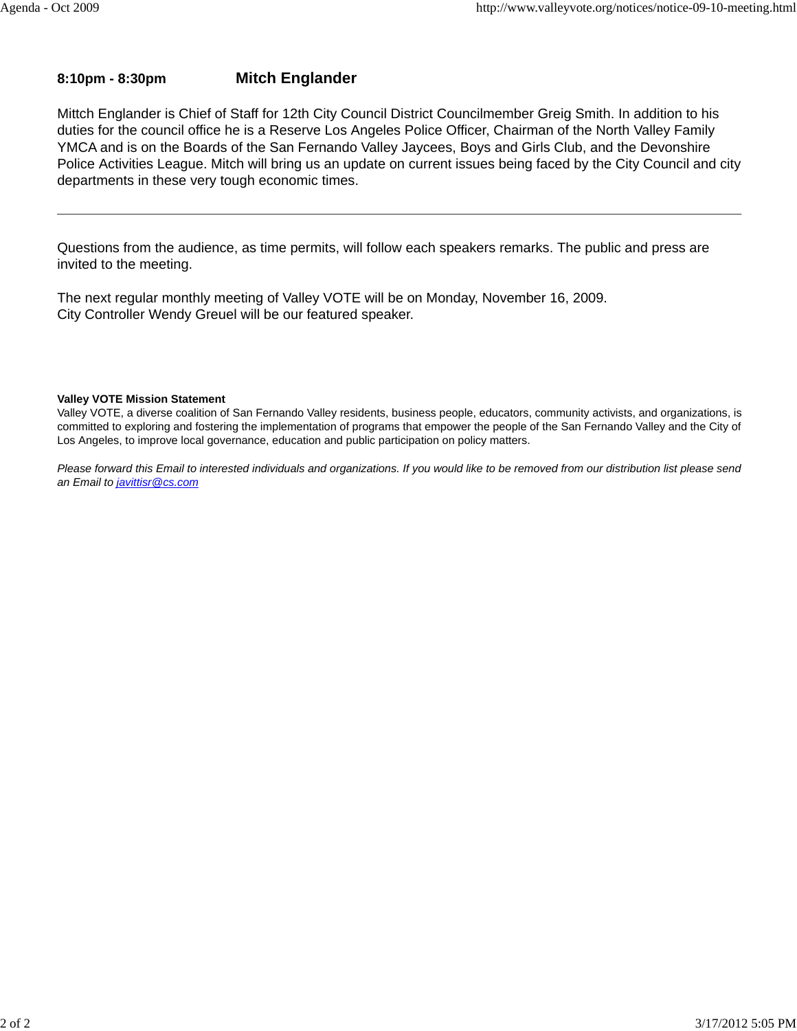**8:10pm - 8:30pm** **Mitch Englander**

Mittch Englander is Chief of Staff for 12th City Council District Councilmember Greig Smith. In addition to his duties for the council office he is a Reserve Los Angeles Police Officer, Chairman of the North Valley Family YMCA and is on the Boards of the San Fernando Valley Jaycees, Boys and Girls Club, and the Devonshire Police Activities League. Mitch will bring us an update on current issues being faced by the City Council and city departments in these very tough economic times.

---

Questions from the audience, as time permits, will follow each speakers remarks. The public and press are invited to the meeting.

The next regular monthly meeting of Valley VOTE will be on Monday, November 16, 2009.
City Controller Wendy Greuel will be our featured speaker.

**Valley VOTE Mission Statement**
Valley VOTE, a diverse coalition of San Fernando Valley residents, business people, educators, community activists, and organizations, is committed to exploring and fostering the implementation of programs that empower the people of the San Fernando Valley and the City of Los Angeles, to improve local governance, education and public participation on policy matters.

*Please forward this Email to interested individuals and organizations. If you would like to be removed from our distribution list please send an Email to javittisr@cs.com*